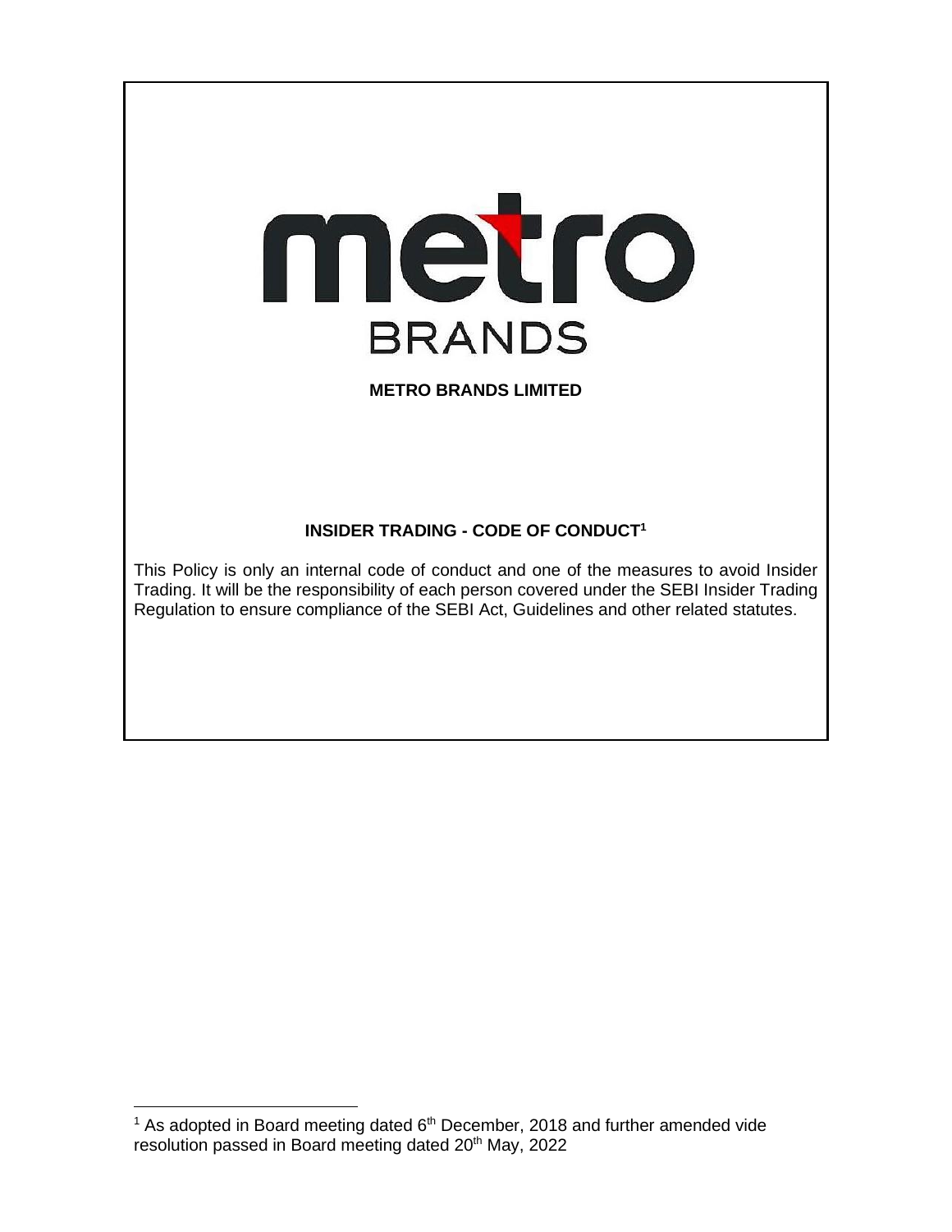metro

BRANDS

**METRO BRANDS LIMITED**

**INSIDER TRADING - CODE OF CONDUCT[1]**

This Policy is only an internal code of conduct and one of the measures to avoid Insider Trading. It will be the responsibility of each person covered under the SEBI Insider Trading Regulation to ensure compliance of the SEBI Act, Guidelines and other related statutes.

---

[1] As adopted in Board meeting dated 6th December, 2018 and further amended vide resolution passed in Board meeting dated 20th May, 2022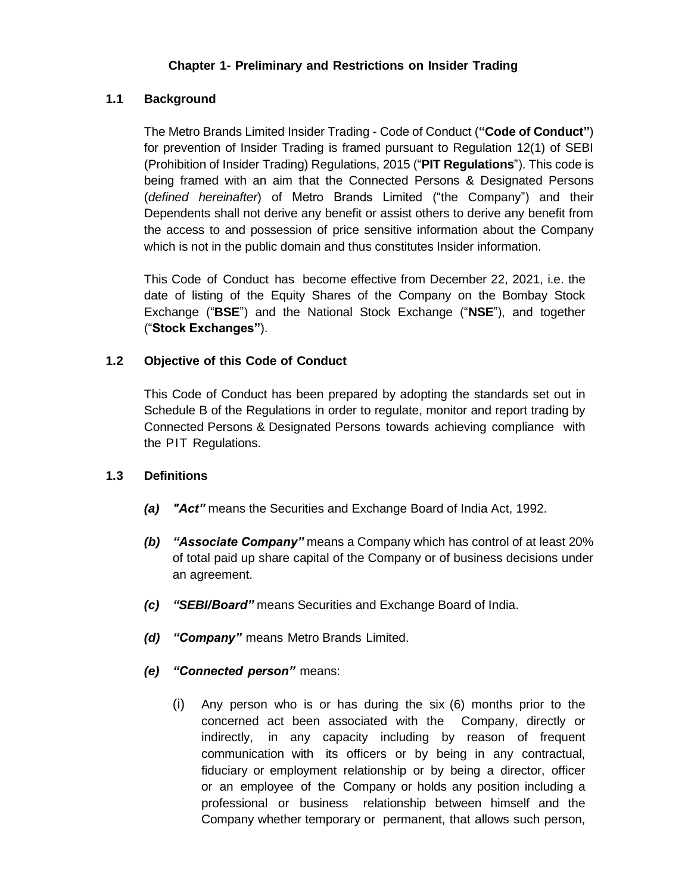## Chapter 1- Preliminary and Restrictions on Insider Trading

### 1.1 Background

The Metro Brands Limited Insider Trading - Code of Conduct (**"Code of Conduct"**) for prevention of Insider Trading is framed pursuant to Regulation 12(1) of SEBI (Prohibition of Insider Trading) Regulations, 2015 ("**PIT Regulations**"). This code is being framed with an aim that the Connected Persons & Designated Persons (*defined hereinafter*) of Metro Brands Limited ("the Company") and their Dependents shall not derive any benefit or assist others to derive any benefit from the access to and possession of price sensitive information about the Company which is not in the public domain and thus constitutes Insider information.

This Code of Conduct has become effective from December 22, 2021, i.e. the date of listing of the Equity Shares of the Company on the Bombay Stock Exchange ("**BSE**") and the National Stock Exchange ("**NSE**"), and together ("**Stock Exchanges"**).

### 1.2 Objective of this Code of Conduct

This Code of Conduct has been prepared by adopting the standards set out in Schedule B of the Regulations in order to regulate, monitor and report trading by Connected Persons & Designated Persons towards achieving compliance with the PIT Regulations.

### 1.3 Definitions

- ***(a) "Act"*** means the Securities and Exchange Board of India Act, 1992.
- ***(b) "Associate Company"*** means a Company which has control of at least 20% of total paid up share capital of the Company or of business decisions under an agreement.
- ***(c) "SEBI/Board"*** means Securities and Exchange Board of India.
- ***(d) "Company"*** means Metro Brands Limited.
- ***(e) "Connected person"*** means:
  - (i) Any person who is or has during the six (6) months prior to the concerned act been associated with the Company, directly or indirectly, in any capacity including by reason of frequent communication with its officers or by being in any contractual, fiduciary or employment relationship or by being a director, officer or an employee of the Company or holds any position including a professional or business relationship between himself and the Company whether temporary or permanent, that allows such person,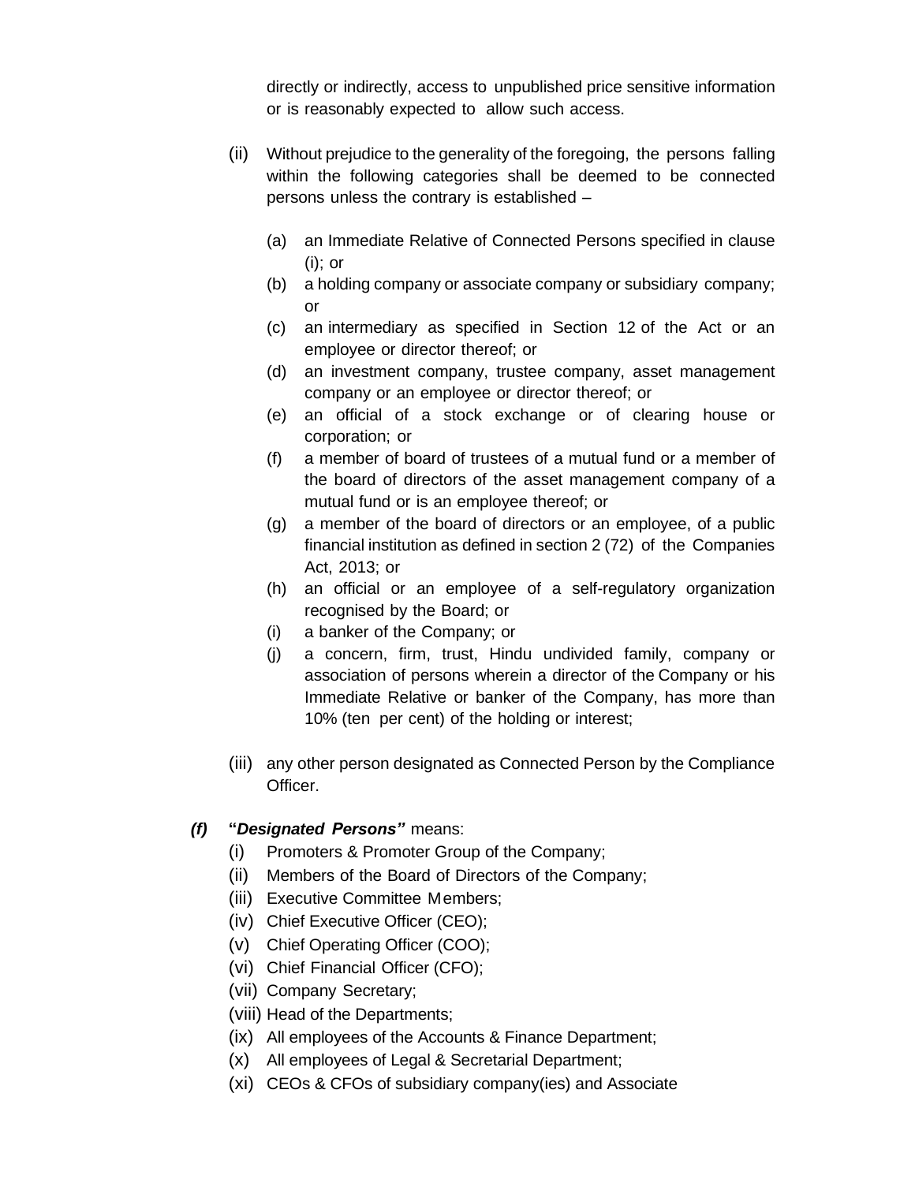directly or indirectly, access to unpublished price sensitive information or is reasonably expected to allow such access.

(ii) Without prejudice to the generality of the foregoing, the persons falling within the following categories shall be deemed to be connected persons unless the contrary is established –

(a) an Immediate Relative of Connected Persons specified in clause (i); or
(b) a holding company or associate company or subsidiary company; or
(c) an intermediary as specified in Section 12 of the Act or an employee or director thereof; or
(d) an investment company, trustee company, asset management company or an employee or director thereof; or
(e) an official of a stock exchange or of clearing house or corporation; or
(f) a member of board of trustees of a mutual fund or a member of the board of directors of the asset management company of a mutual fund or is an employee thereof; or
(g) a member of the board of directors or an employee, of a public financial institution as defined in section 2 (72) of the Companies Act, 2013; or
(h) an official or an employee of a self-regulatory organization recognised by the Board; or
(i) a banker of the Company; or
(j) a concern, firm, trust, Hindu undivided family, company or association of persons wherein a director of the Company or his Immediate Relative or banker of the Company, has more than 10% (ten per cent) of the holding or interest;

(iii) any other person designated as Connected Person by the Compliance Officer.

***(f)*** **"*Designated Persons*"** means:

(i) Promoters & Promoter Group of the Company;
(ii) Members of the Board of Directors of the Company;
(iii) Executive Committee Members;
(iv) Chief Executive Officer (CEO);
(v) Chief Operating Officer (COO);
(vi) Chief Financial Officer (CFO);
(vii) Company Secretary;
(viii) Head of the Departments;
(ix) All employees of the Accounts & Finance Department;
(x) All employees of Legal & Secretarial Department;
(xi) CEOs & CFOs of subsidiary company(ies) and Associate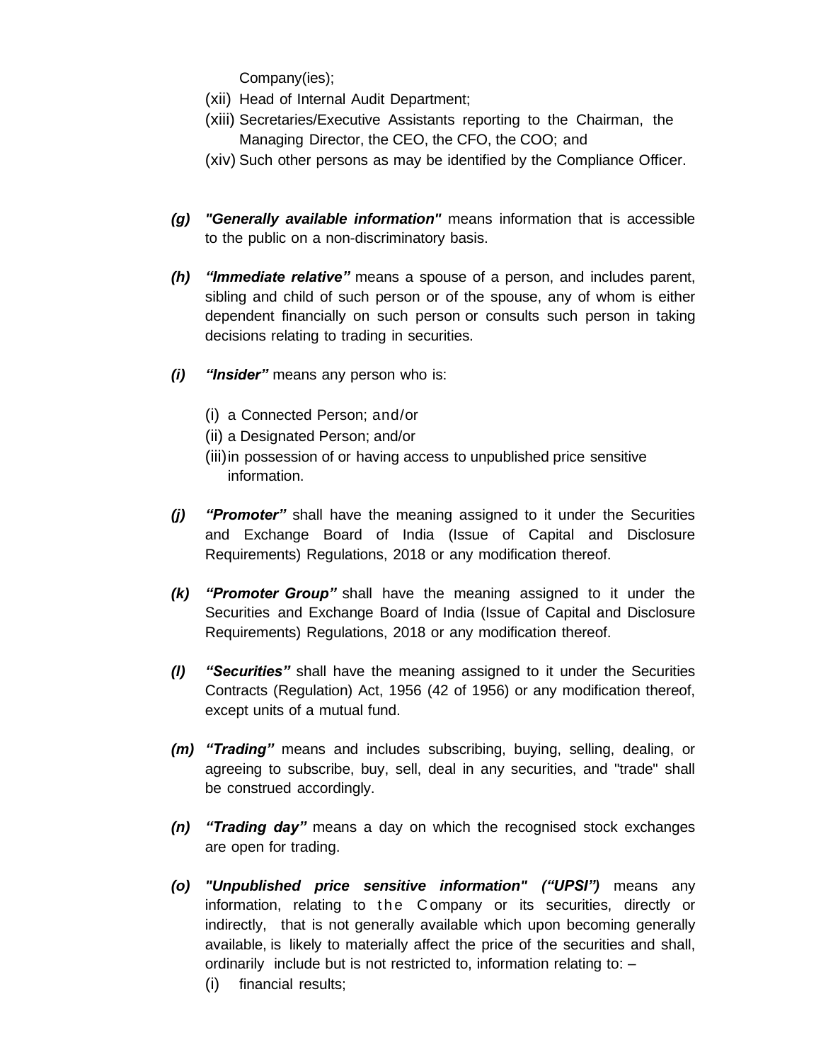Company(ies);

(xii) Head of Internal Audit Department;

(xiii) Secretaries/Executive Assistants reporting to the Chairman, the Managing Director, the CEO, the CFO, the COO; and

(xiv) Such other persons as may be identified by the Compliance Officer.

***(g) "Generally available information"*** means information that is accessible to the public on a non-discriminatory basis.

***(h) "Immediate relative"*** means a spouse of a person, and includes parent, sibling and child of such person or of the spouse, any of whom is either dependent financially on such person or consults such person in taking decisions relating to trading in securities.

***(i) "Insider"*** means any person who is:

(i) a Connected Person; and/or

(ii) a Designated Person; and/or

(iii) in possession of or having access to unpublished price sensitive information.

***(j) "Promoter"*** shall have the meaning assigned to it under the Securities and Exchange Board of India (Issue of Capital and Disclosure Requirements) Regulations, 2018 or any modification thereof.

***(k) "Promoter Group"*** shall have the meaning assigned to it under the Securities and Exchange Board of India (Issue of Capital and Disclosure Requirements) Regulations, 2018 or any modification thereof.

***(l) "Securities"*** shall have the meaning assigned to it under the Securities Contracts (Regulation) Act, 1956 (42 of 1956) or any modification thereof, except units of a mutual fund.

***(m) "Trading"*** means and includes subscribing, buying, selling, dealing, or agreeing to subscribe, buy, sell, deal in any securities, and "trade" shall be construed accordingly.

***(n) "Trading day"*** means a day on which the recognised stock exchanges are open for trading.

***(o) "Unpublished price sensitive information" ("UPSI")*** means any information, relating to the Company or its securities, directly or indirectly, that is not generally available which upon becoming generally available, is likely to materially affect the price of the securities and shall, ordinarily include but is not restricted to, information relating to: –

(i) financial results;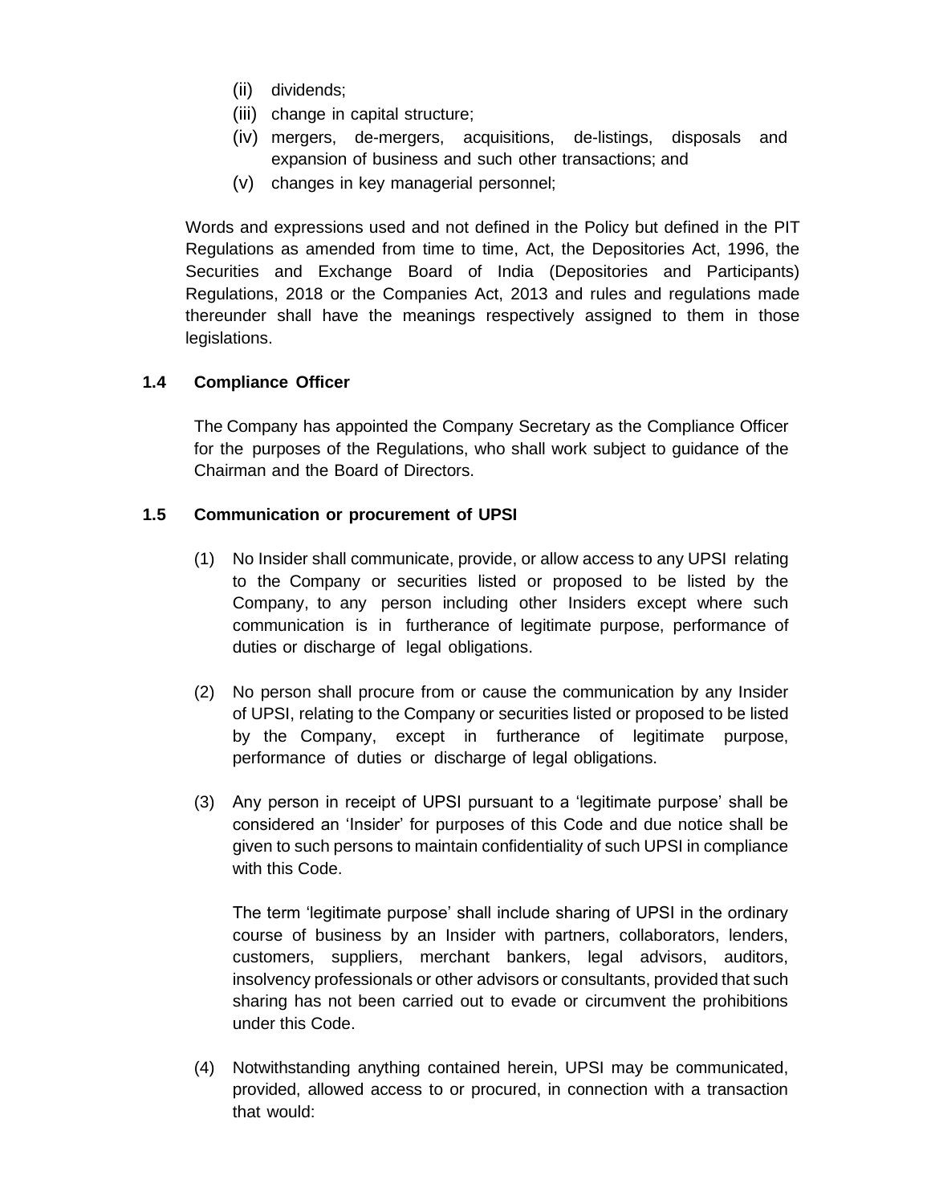(ii) dividends;
(iii) change in capital structure;
(iv) mergers, de-mergers, acquisitions, de-listings, disposals and expansion of business and such other transactions; and
(v) changes in key managerial personnel;

Words and expressions used and not defined in the Policy but defined in the PIT Regulations as amended from time to time, Act, the Depositories Act, 1996, the Securities and Exchange Board of India (Depositories and Participants) Regulations, 2018 or the Companies Act, 2013 and rules and regulations made thereunder shall have the meanings respectively assigned to them in those legislations.

### 1.4 Compliance Officer

The Company has appointed the Company Secretary as the Compliance Officer for the purposes of the Regulations, who shall work subject to guidance of the Chairman and the Board of Directors.

### 1.5 Communication or procurement of UPSI

(1) No Insider shall communicate, provide, or allow access to any UPSI relating to the Company or securities listed or proposed to be listed by the Company, to any person including other Insiders except where such communication is in furtherance of legitimate purpose, performance of duties or discharge of legal obligations.

(2) No person shall procure from or cause the communication by any Insider of UPSI, relating to the Company or securities listed or proposed to be listed by the Company, except in furtherance of legitimate purpose, performance of duties or discharge of legal obligations.

(3) Any person in receipt of UPSI pursuant to a 'legitimate purpose' shall be considered an 'Insider' for purposes of this Code and due notice shall be given to such persons to maintain confidentiality of such UPSI in compliance with this Code.

The term 'legitimate purpose' shall include sharing of UPSI in the ordinary course of business by an Insider with partners, collaborators, lenders, customers, suppliers, merchant bankers, legal advisors, auditors, insolvency professionals or other advisors or consultants, provided that such sharing has not been carried out to evade or circumvent the prohibitions under this Code.

(4) Notwithstanding anything contained herein, UPSI may be communicated, provided, allowed access to or procured, in connection with a transaction that would: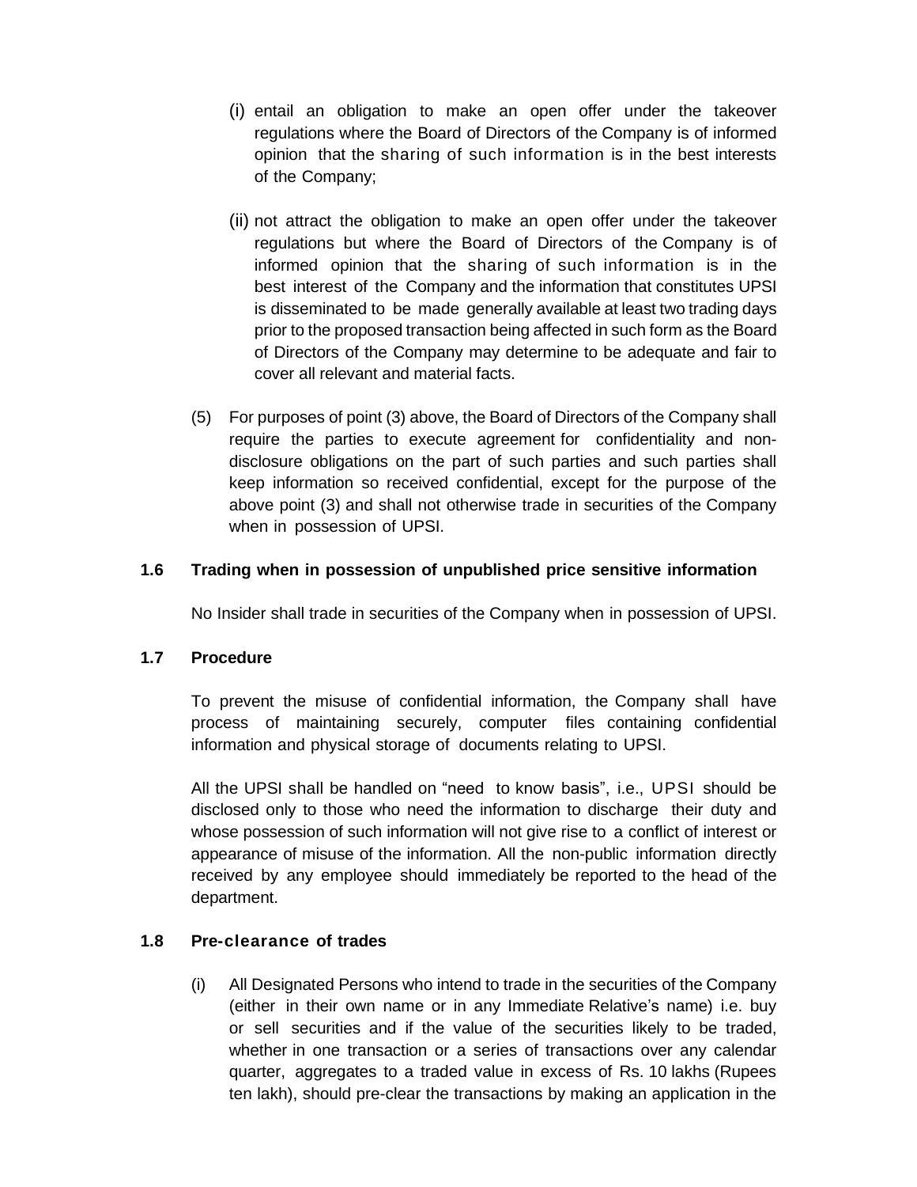(i) entail an obligation to make an open offer under the takeover regulations where the Board of Directors of the Company is of informed opinion that the sharing of such information is in the best interests of the Company;

(ii) not attract the obligation to make an open offer under the takeover regulations but where the Board of Directors of the Company is of informed opinion that the sharing of such information is in the best interest of the Company and the information that constitutes UPSI is disseminated to be made generally available at least two trading days prior to the proposed transaction being affected in such form as the Board of Directors of the Company may determine to be adequate and fair to cover all relevant and material facts.

(5) For purposes of point (3) above, the Board of Directors of the Company shall require the parties to execute agreement for confidentiality and non-disclosure obligations on the part of such parties and such parties shall keep information so received confidential, except for the purpose of the above point (3) and shall not otherwise trade in securities of the Company when in possession of UPSI.

### 1.6 Trading when in possession of unpublished price sensitive information

No Insider shall trade in securities of the Company when in possession of UPSI.

### 1.7 Procedure

To prevent the misuse of confidential information, the Company shall have process of maintaining securely, computer files containing confidential information and physical storage of documents relating to UPSI.

All the UPSI shall be handled on "need to know basis", i.e., UPSI should be disclosed only to those who need the information to discharge their duty and whose possession of such information will not give rise to a conflict of interest or appearance of misuse of the information. All the non-public information directly received by any employee should immediately be reported to the head of the department.

### 1.8 Pre-clearance of trades

(i) All Designated Persons who intend to trade in the securities of the Company (either in their own name or in any Immediate Relative's name) i.e. buy or sell securities and if the value of the securities likely to be traded, whether in one transaction or a series of transactions over any calendar quarter, aggregates to a traded value in excess of Rs. 10 lakhs (Rupees ten lakh), should pre-clear the transactions by making an application in the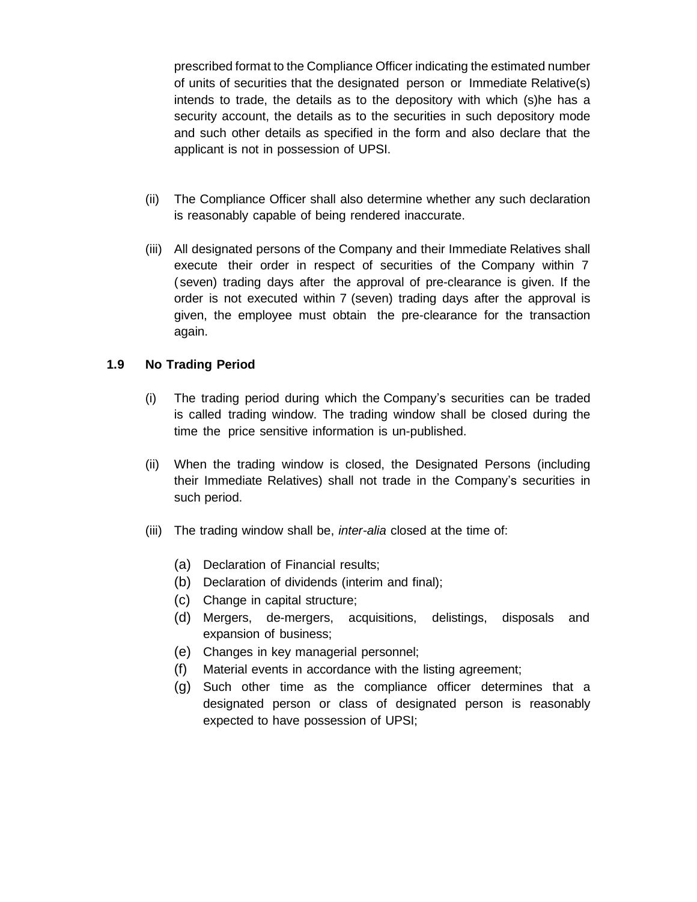prescribed format to the Compliance Officer indicating the estimated number of units of securities that the designated person or Immediate Relative(s) intends to trade, the details as to the depository with which (s)he has a security account, the details as to the securities in such depository mode and such other details as specified in the form and also declare that the applicant is not in possession of UPSI.

(ii) The Compliance Officer shall also determine whether any such declaration is reasonably capable of being rendered inaccurate.

(iii) All designated persons of the Company and their Immediate Relatives shall execute their order in respect of securities of the Company within 7 (seven) trading days after the approval of pre-clearance is given. If the order is not executed within 7 (seven) trading days after the approval is given, the employee must obtain the pre-clearance for the transaction again.

### 1.9 No Trading Period

(i) The trading period during which the Company's securities can be traded is called trading window. The trading window shall be closed during the time the price sensitive information is un-published.

(ii) When the trading window is closed, the Designated Persons (including their Immediate Relatives) shall not trade in the Company's securities in such period.

(iii) The trading window shall be, *inter-alia* closed at the time of:

(a) Declaration of Financial results;
(b) Declaration of dividends (interim and final);
(c) Change in capital structure;
(d) Mergers, de-mergers, acquisitions, delistings, disposals and expansion of business;
(e) Changes in key managerial personnel;
(f) Material events in accordance with the listing agreement;
(g) Such other time as the compliance officer determines that a designated person or class of designated person is reasonably expected to have possession of UPSI;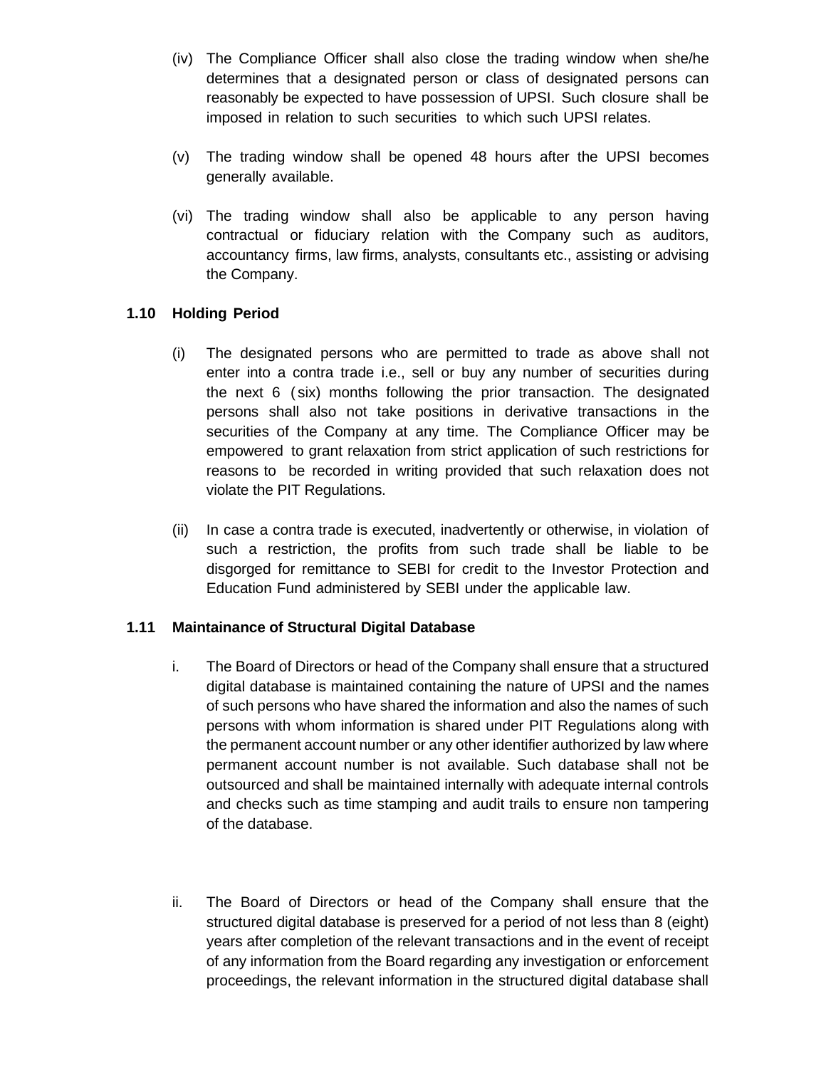(iv) The Compliance Officer shall also close the trading window when she/he determines that a designated person or class of designated persons can reasonably be expected to have possession of UPSI. Such closure shall be imposed in relation to such securities to which such UPSI relates.

(v) The trading window shall be opened 48 hours after the UPSI becomes generally available.

(vi) The trading window shall also be applicable to any person having contractual or fiduciary relation with the Company such as auditors, accountancy firms, law firms, analysts, consultants etc., assisting or advising the Company.

### 1.10 Holding Period

(i) The designated persons who are permitted to trade as above shall not enter into a contra trade i.e., sell or buy any number of securities during the next 6 (six) months following the prior transaction. The designated persons shall also not take positions in derivative transactions in the securities of the Company at any time. The Compliance Officer may be empowered to grant relaxation from strict application of such restrictions for reasons to be recorded in writing provided that such relaxation does not violate the PIT Regulations.

(ii) In case a contra trade is executed, inadvertently or otherwise, in violation of such a restriction, the profits from such trade shall be liable to be disgorged for remittance to SEBI for credit to the Investor Protection and Education Fund administered by SEBI under the applicable law.

### 1.11 Maintainance of Structural Digital Database

i. The Board of Directors or head of the Company shall ensure that a structured digital database is maintained containing the nature of UPSI and the names of such persons who have shared the information and also the names of such persons with whom information is shared under PIT Regulations along with the permanent account number or any other identifier authorized by law where permanent account number is not available. Such database shall not be outsourced and shall be maintained internally with adequate internal controls and checks such as time stamping and audit trails to ensure non tampering of the database.

ii. The Board of Directors or head of the Company shall ensure that the structured digital database is preserved for a period of not less than 8 (eight) years after completion of the relevant transactions and in the event of receipt of any information from the Board regarding any investigation or enforcement proceedings, the relevant information in the structured digital database shall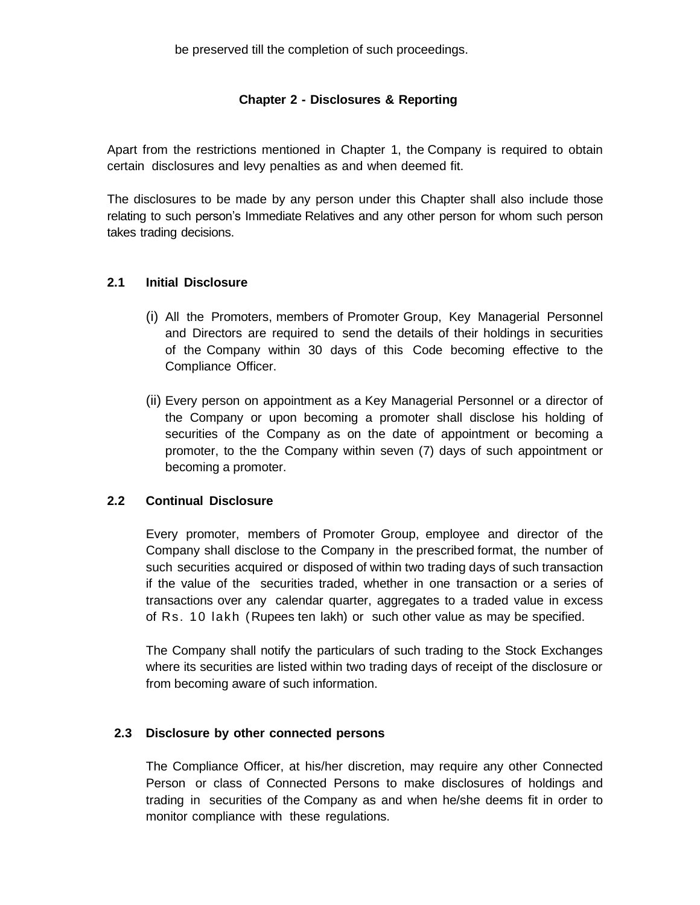be preserved till the completion of such proceedings.

## Chapter 2 - Disclosures & Reporting

Apart from the restrictions mentioned in Chapter 1, the Company is required to obtain certain disclosures and levy penalties as and when deemed fit.

The disclosures to be made by any person under this Chapter shall also include those relating to such person's Immediate Relatives and any other person for whom such person takes trading decisions.

### 2.1 Initial Disclosure

(i) All the Promoters, members of Promoter Group, Key Managerial Personnel and Directors are required to send the details of their holdings in securities of the Company within 30 days of this Code becoming effective to the Compliance Officer.

(ii) Every person on appointment as a Key Managerial Personnel or a director of the Company or upon becoming a promoter shall disclose his holding of securities of the Company as on the date of appointment or becoming a promoter, to the the Company within seven (7) days of such appointment or becoming a promoter.

### 2.2 Continual Disclosure

Every promoter, members of Promoter Group, employee and director of the Company shall disclose to the Company in the prescribed format, the number of such securities acquired or disposed of within two trading days of such transaction if the value of the securities traded, whether in one transaction or a series of transactions over any calendar quarter, aggregates to a traded value in excess of Rs. 10 lakh (Rupees ten lakh) or such other value as may be specified.

The Company shall notify the particulars of such trading to the Stock Exchanges where its securities are listed within two trading days of receipt of the disclosure or from becoming aware of such information.

### 2.3 Disclosure by other connected persons

The Compliance Officer, at his/her discretion, may require any other Connected Person or class of Connected Persons to make disclosures of holdings and trading in securities of the Company as and when he/she deems fit in order to monitor compliance with these regulations.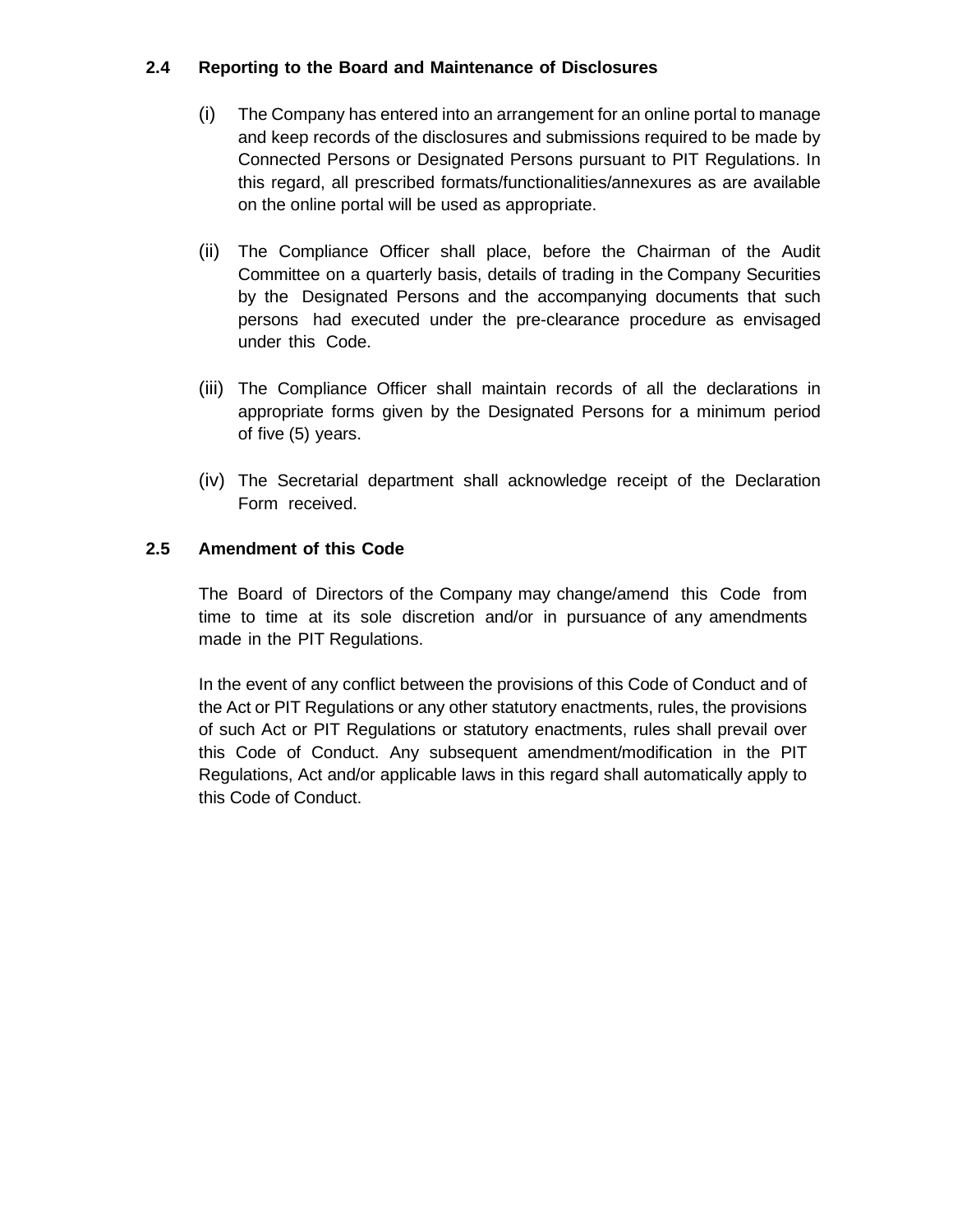### 2.4 Reporting to the Board and Maintenance of Disclosures

(i) The Company has entered into an arrangement for an online portal to manage and keep records of the disclosures and submissions required to be made by Connected Persons or Designated Persons pursuant to PIT Regulations. In this regard, all prescribed formats/functionalities/annexures as are available on the online portal will be used as appropriate.

(ii) The Compliance Officer shall place, before the Chairman of the Audit Committee on a quarterly basis, details of trading in the Company Securities by the Designated Persons and the accompanying documents that such persons had executed under the pre-clearance procedure as envisaged under this Code.

(iii) The Compliance Officer shall maintain records of all the declarations in appropriate forms given by the Designated Persons for a minimum period of five (5) years.

(iv) The Secretarial department shall acknowledge receipt of the Declaration Form received.

### 2.5 Amendment of this Code

The Board of Directors of the Company may change/amend this Code from time to time at its sole discretion and/or in pursuance of any amendments made in the PIT Regulations.

In the event of any conflict between the provisions of this Code of Conduct and of the Act or PIT Regulations or any other statutory enactments, rules, the provisions of such Act or PIT Regulations or statutory enactments, rules shall prevail over this Code of Conduct. Any subsequent amendment/modification in the PIT Regulations, Act and/or applicable laws in this regard shall automatically apply to this Code of Conduct.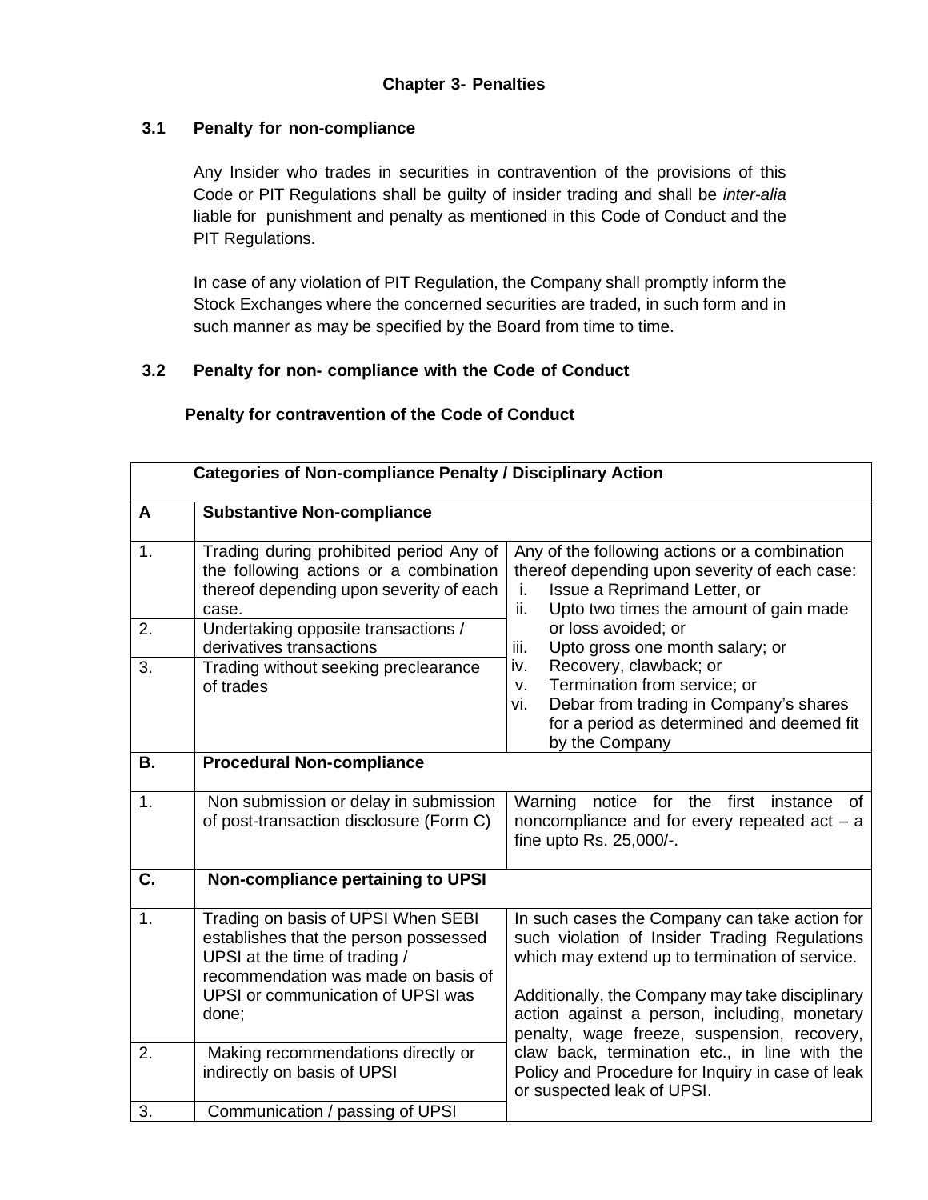## Chapter 3- Penalties

### 3.1 Penalty for non-compliance

Any Insider who trades in securities in contravention of the provisions of this Code or PIT Regulations shall be guilty of insider trading and shall be *inter-alia* liable for punishment and penalty as mentioned in this Code of Conduct and the PIT Regulations.

In case of any violation of PIT Regulation, the Company shall promptly inform the Stock Exchanges where the concerned securities are traded, in such form and in such manner as may be specified by the Board from time to time.

### 3.2 Penalty for non- compliance with the Code of Conduct

**Penalty for contravention of the Code of Conduct**

| | **Categories of Non-compliance Penalty / Disciplinary Action** | |
|---|---|---|
| **A** | **Substantive Non-compliance** | |
| 1. | Trading during prohibited period Any of the following actions or a combination thereof depending upon severity of each case. | Any of the following actions or a combination thereof depending upon severity of each case: i. Issue a Reprimand Letter, or ii. Upto two times the amount of gain made or loss avoided; or iii. Upto gross one month salary; or iv. Recovery, clawback; or v. Termination from service; or vi. Debar from trading in Company's shares for a period as determined and deemed fit by the Company |
| 2. | Undertaking opposite transactions / derivatives transactions | |
| 3. | Trading without seeking preclearance of trades | |
| **B.** | **Procedural Non-compliance** | |
| 1. | Non submission or delay in submission of post-transaction disclosure (Form C) | Warning notice for the first instance of noncompliance and for every repeated act – a fine upto Rs. 25,000/-. |
| **C.** | **Non-compliance pertaining to UPSI** | |
| 1. | Trading on basis of UPSI When SEBI establishes that the person possessed UPSI at the time of trading / recommendation was made on basis of UPSI or communication of UPSI was done; | In such cases the Company can take action for such violation of Insider Trading Regulations which may extend up to termination of service. Additionally, the Company may take disciplinary action against a person, including, monetary penalty, wage freeze, suspension, recovery, claw back, termination etc., in line with the Policy and Procedure for Inquiry in case of leak or suspected leak of UPSI. |
| 2. | Making recommendations directly or indirectly on basis of UPSI | |
| 3. | Communication / passing of UPSI | |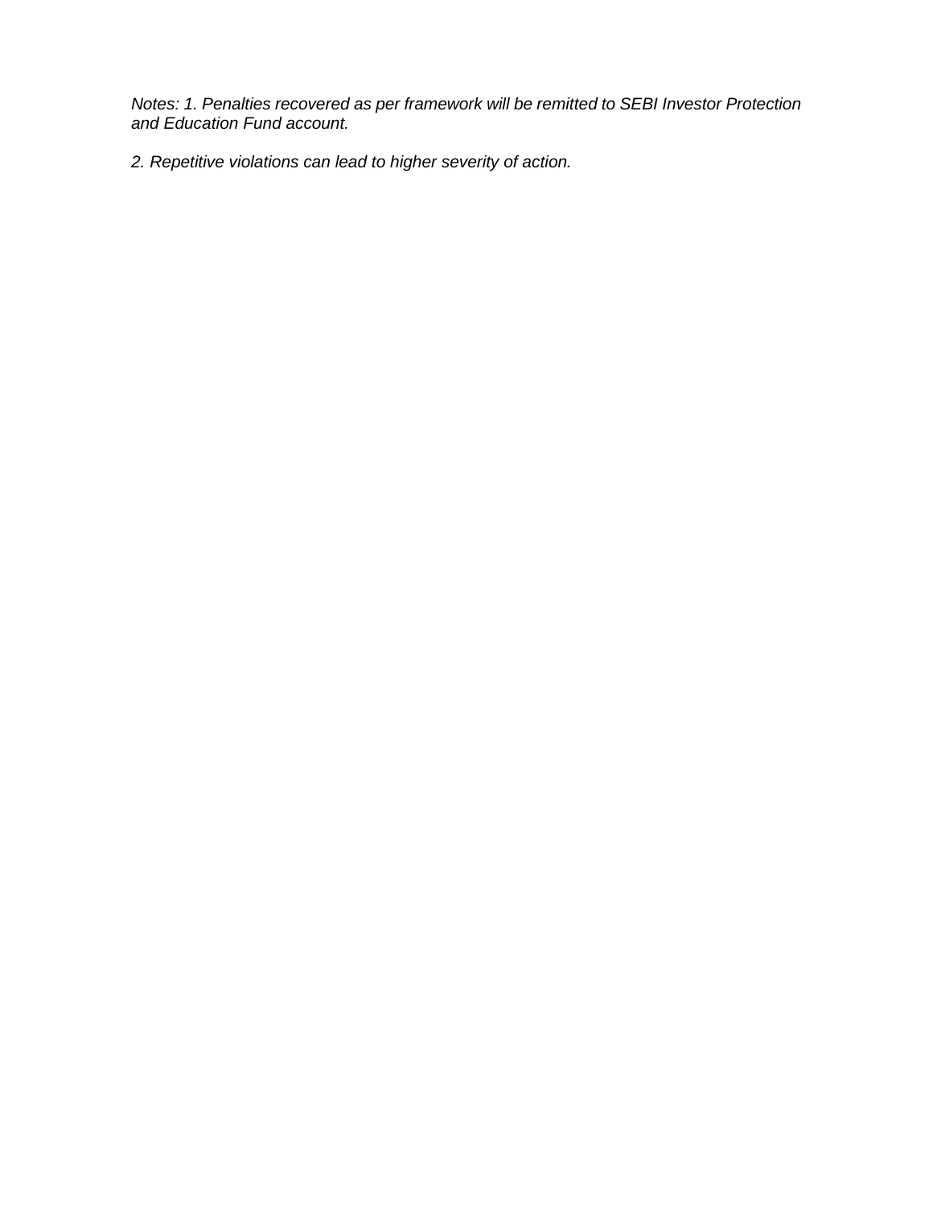*Notes: 1. Penalties recovered as per framework will be remitted to SEBI Investor Protection and Education Fund account.*

*2. Repetitive violations can lead to higher severity of action.*